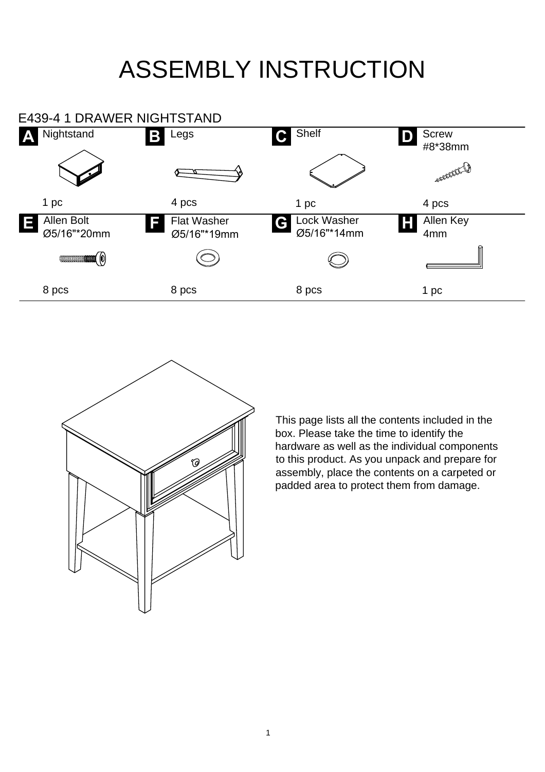# ASSEMBLY INSTRUCTION

## E439-4 1 DRAWER NIGHTSTAND

| Part | Description | Qty |
|---|---|---|
| A | Nightstand | 1 pc |
| B | Legs | 4 pcs |
| C | Shelf | 1 pc |
| D | Screw #8*38mm | 4 pcs |
| E | Allen Bolt Ø5/16"*20mm | 8 pcs |
| F | Flat Washer Ø5/16"*19mm | 8 pcs |
| G | Lock Washer Ø5/16"*14mm | 8 pcs |
| H | Allen Key 4mm | 1 pc |

This page lists all the contents included in the box. Please take the time to identify the hardware as well as the individual components to this product. As you unpack and prepare for assembly, place the contents on a carpeted or padded area to protect them from damage.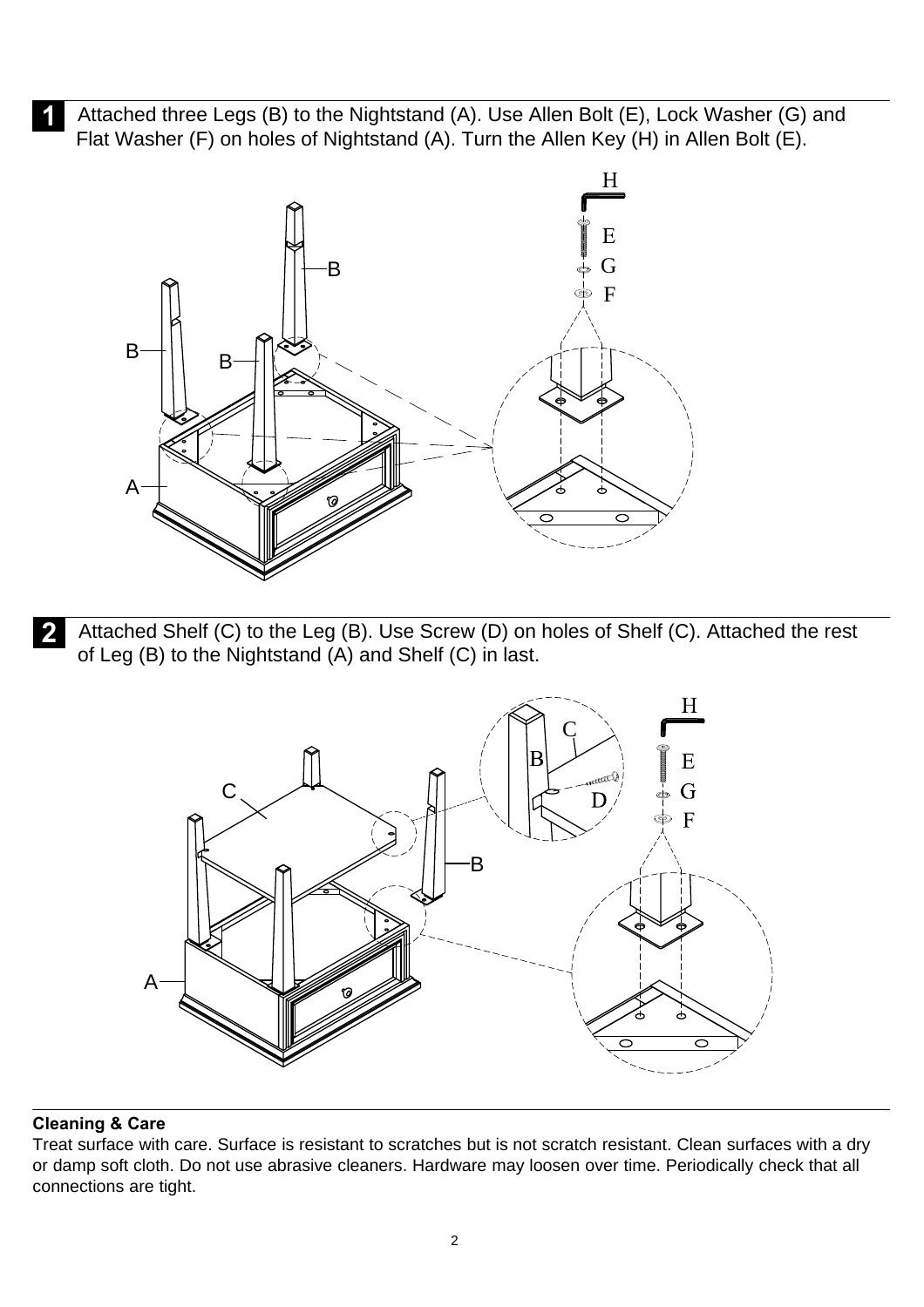**1** Attached three Legs (B) to the Nightstand (A). Use Allen Bolt (E), Lock Washer (G) and Flat Washer (F) on holes of Nightstand (A). Turn the Allen Key (H) in Allen Bolt (E).

H
E
G
F
B
B
B
A

**2** Attached Shelf (C) to the Leg (B). Use Screw (D) on holes of Shelf (C). Attached the rest of Leg (B) to the Nightstand (A) and Shelf (C) in last.

H
C
B
E
D
G
C
F
B
A

**Cleaning & Care**

Treat surface with care. Surface is resistant to scratches but is not scratch resistant. Clean surfaces with a dry or damp soft cloth. Do not use abrasive cleaners. Hardware may loosen over time. Periodically check that all connections are tight.